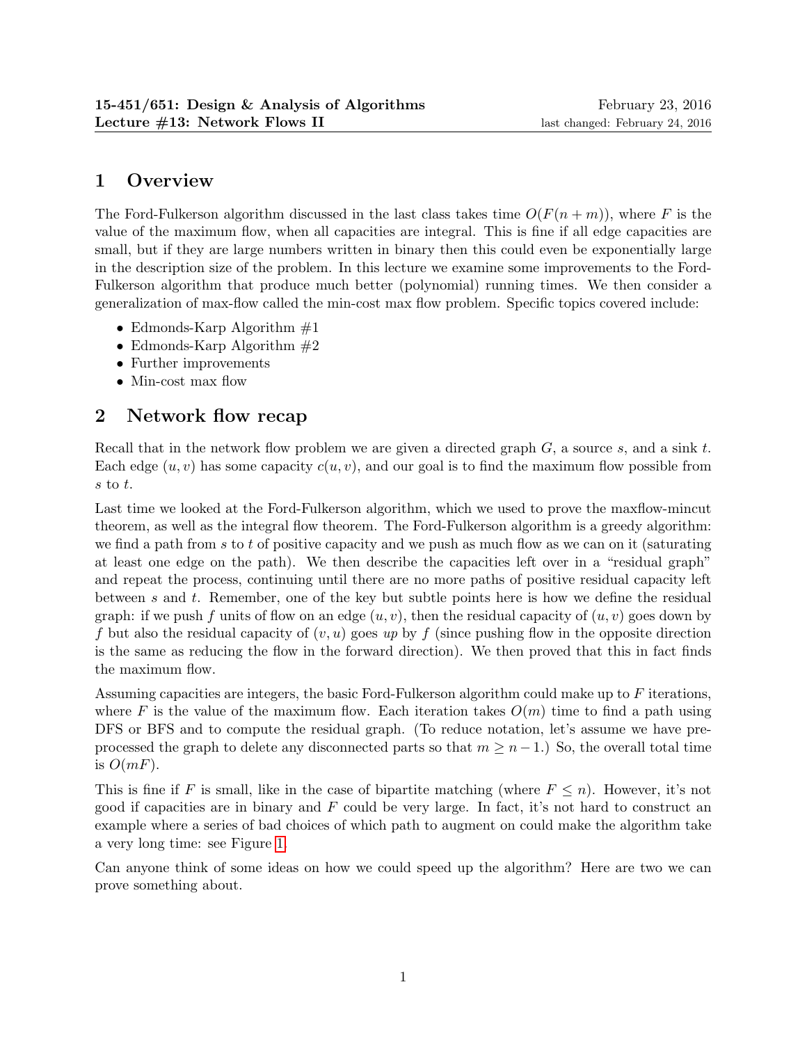**15-451/651: Design & Analysis of Algorithms** February 23, 2016
**Lecture #13: Network Flows II** last changed: February 24, 2016

## 1 Overview

The Ford-Fulkerson algorithm discussed in the last class takes time $O(F(n + m))$, where $F$ is the value of the maximum flow, when all capacities are integral. This is fine if all edge capacities are small, but if they are large numbers written in binary then this could even be exponentially large in the description size of the problem. In this lecture we examine some improvements to the Ford-Fulkerson algorithm that produce much better (polynomial) running times. We then consider a generalization of max-flow called the min-cost max flow problem. Specific topics covered include:

- Edmonds-Karp Algorithm #1
- Edmonds-Karp Algorithm #2
- Further improvements
- Min-cost max flow

## 2 Network flow recap

Recall that in the network flow problem we are given a directed graph $G$, a source $s$, and a sink $t$. Each edge $(u, v)$ has some capacity $c(u, v)$, and our goal is to find the maximum flow possible from $s$ to $t$.

Last time we looked at the Ford-Fulkerson algorithm, which we used to prove the maxflow-mincut theorem, as well as the integral flow theorem. The Ford-Fulkerson algorithm is a greedy algorithm: we find a path from $s$ to $t$ of positive capacity and we push as much flow as we can on it (saturating at least one edge on the path). We then describe the capacities left over in a "residual graph" and repeat the process, continuing until there are no more paths of positive residual capacity left between $s$ and $t$. Remember, one of the key but subtle points here is how we define the residual graph: if we push $f$ units of flow on an edge $(u, v)$, then the residual capacity of $(u, v)$ goes down by $f$ but also the residual capacity of $(v, u)$ goes *up* by $f$ (since pushing flow in the opposite direction is the same as reducing the flow in the forward direction). We then proved that this in fact finds the maximum flow.

Assuming capacities are integers, the basic Ford-Fulkerson algorithm could make up to $F$ iterations, where $F$ is the value of the maximum flow. Each iteration takes $O(m)$ time to find a path using DFS or BFS and to compute the residual graph. (To reduce notation, let's assume we have preprocessed the graph to delete any disconnected parts so that $m \geq n - 1$.) So, the overall total time is $O(mF)$.

This is fine if $F$ is small, like in the case of bipartite matching (where $F \leq n$). However, it's not good if capacities are in binary and $F$ could be very large. In fact, it's not hard to construct an example where a series of bad choices of which path to augment on could make the algorithm take a very long time: see Figure 1.

Can anyone think of some ideas on how we could speed up the algorithm? Here are two we can prove something about.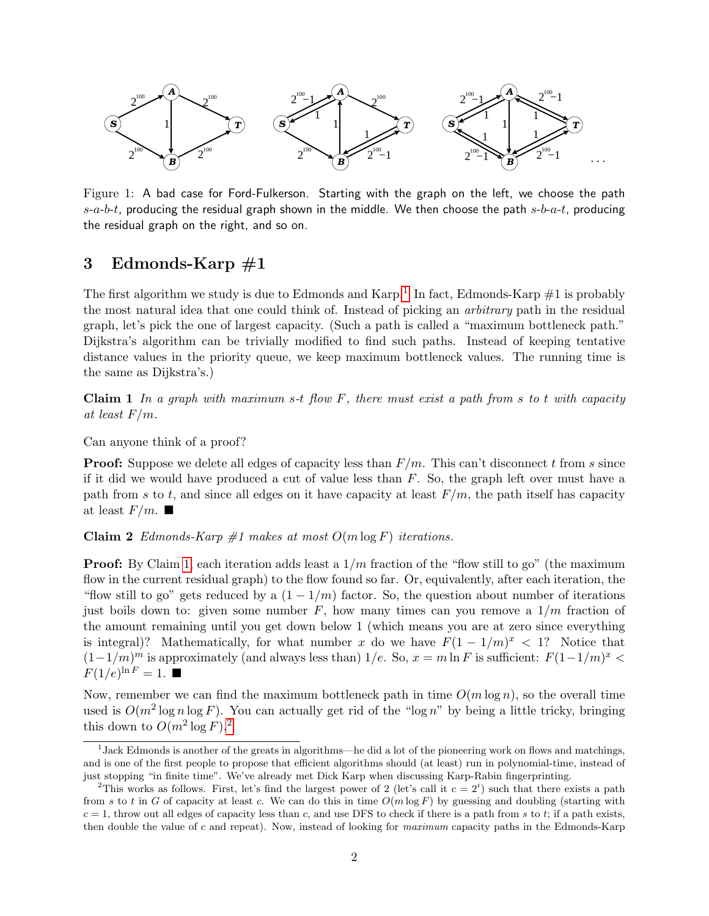Figure 1: A bad case for Ford-Fulkerson. Starting with the graph on the left, we choose the path $s$-$a$-$b$-$t$, producing the residual graph shown in the middle. We then choose the path $s$-$b$-$a$-$t$, producing the residual graph on the right, and so on.

## 3 Edmonds-Karp #1

The first algorithm we study is due to Edmonds and Karp.[1] In fact, Edmonds-Karp #1 is probably the most natural idea that one could think of. Instead of picking an *arbitrary* path in the residual graph, let's pick the one of largest capacity. (Such a path is called a "maximum bottleneck path." Dijkstra's algorithm can be trivially modified to find such paths. Instead of keeping tentative distance values in the priority queue, we keep maximum bottleneck values. The running time is the same as Dijkstra's.)

**Claim 1** *In a graph with maximum s-t flow $F$, there must exist a path from $s$ to $t$ with capacity at least $F/m$.*

Can anyone think of a proof?

**Proof:** Suppose we delete all edges of capacity less than $F/m$. This can't disconnect $t$ from $s$ since if it did we would have produced a cut of value less than $F$. So, the graph left over must have a path from $s$ to $t$, and since all edges on it have capacity at least $F/m$, the path itself has capacity at least $F/m$. ■

**Claim 2** *Edmonds-Karp #1 makes at most $O(m \log F)$ iterations.*

**Proof:** By Claim 1, each iteration adds least a $1/m$ fraction of the "flow still to go" (the maximum flow in the current residual graph) to the flow found so far. Or, equivalently, after each iteration, the "flow still to go" gets reduced by a $(1 - 1/m)$ factor. So, the question about number of iterations just boils down to: given some number $F$, how many times can you remove a $1/m$ fraction of the amount remaining until you get down below 1 (which means you are at zero since everything is integral)? Mathematically, for what number $x$ do we have $F(1 - 1/m)^x < 1$? Notice that $(1-1/m)^m$ is approximately (and always less than) $1/e$. So, $x = m \ln F$ is sufficient: $F(1-1/m)^x < F(1/e)^{\ln F} = 1$. ■

Now, remember we can find the maximum bottleneck path in time $O(m \log n)$, so the overall time used is $O(m^2 \log n \log F)$. You can actually get rid of the "$\log n$" by being a little tricky, bringing this down to $O(m^2 \log F)$.[2]

[1] Jack Edmonds is another of the greats in algorithms—he did a lot of the pioneering work on flows and matchings, and is one of the first people to propose that efficient algorithms should (at least) run in polynomial-time, instead of just stopping "in finite time". We've already met Dick Karp when discussing Karp-Rabin fingerprinting.

[2] This works as follows. First, let's find the largest power of 2 (let's call it $c = 2^i$) such that there exists a path from $s$ to $t$ in $G$ of capacity at least $c$. We can do this in time $O(m \log F)$ by guessing and doubling (starting with $c = 1$, throw out all edges of capacity less than $c$, and use DFS to check if there is a path from $s$ to $t$; if a path exists, then double the value of $c$ and repeat). Now, instead of looking for *maximum* capacity paths in the Edmonds-Karp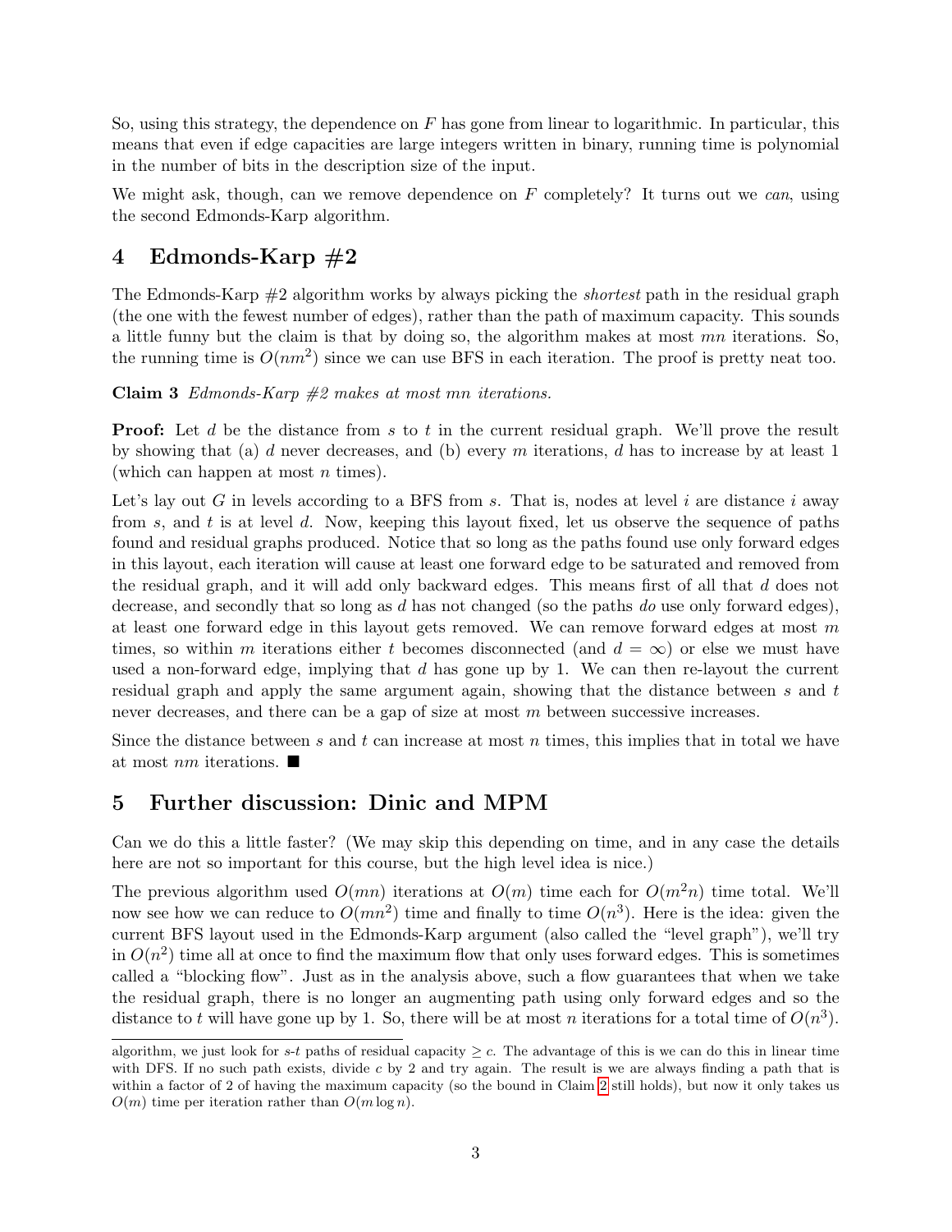So, using this strategy, the dependence on $F$ has gone from linear to logarithmic. In particular, this means that even if edge capacities are large integers written in binary, running time is polynomial in the number of bits in the description size of the input.

We might ask, though, can we remove dependence on $F$ completely? It turns out we *can*, using the second Edmonds-Karp algorithm.

## 4 Edmonds-Karp #2

The Edmonds-Karp #2 algorithm works by always picking the *shortest* path in the residual graph (the one with the fewest number of edges), rather than the path of maximum capacity. This sounds a little funny but the claim is that by doing so, the algorithm makes at most $mn$ iterations. So, the running time is $O(nm^2)$ since we can use BFS in each iteration. The proof is pretty neat too.

**Claim 3** *Edmonds-Karp #2 makes at most mn iterations.*

**Proof:** Let $d$ be the distance from $s$ to $t$ in the current residual graph. We'll prove the result by showing that (a) $d$ never decreases, and (b) every $m$ iterations, $d$ has to increase by at least 1 (which can happen at most $n$ times).

Let's lay out $G$ in levels according to a BFS from $s$. That is, nodes at level $i$ are distance $i$ away from $s$, and $t$ is at level $d$. Now, keeping this layout fixed, let us observe the sequence of paths found and residual graphs produced. Notice that so long as the paths found use only forward edges in this layout, each iteration will cause at least one forward edge to be saturated and removed from the residual graph, and it will add only backward edges. This means first of all that $d$ does not decrease, and secondly that so long as $d$ has not changed (so the paths *do* use only forward edges), at least one forward edge in this layout gets removed. We can remove forward edges at most $m$ times, so within $m$ iterations either $t$ becomes disconnected (and $d = \infty$) or else we must have used a non-forward edge, implying that $d$ has gone up by 1. We can then re-layout the current residual graph and apply the same argument again, showing that the distance between $s$ and $t$ never decreases, and there can be a gap of size at most $m$ between successive increases.

Since the distance between $s$ and $t$ can increase at most $n$ times, this implies that in total we have at most $nm$ iterations. ■

## 5 Further discussion: Dinic and MPM

Can we do this a little faster? (We may skip this depending on time, and in any case the details here are not so important for this course, but the high level idea is nice.)

The previous algorithm used $O(mn)$ iterations at $O(m)$ time each for $O(m^2n)$ time total. We'll now see how we can reduce to $O(mn^2)$ time and finally to time $O(n^3)$. Here is the idea: given the current BFS layout used in the Edmonds-Karp argument (also called the "level graph"), we'll try in $O(n^2)$ time all at once to find the maximum flow that only uses forward edges. This is sometimes called a "blocking flow". Just as in the analysis above, such a flow guarantees that when we take the residual graph, there is no longer an augmenting path using only forward edges and so the distance to $t$ will have gone up by 1. So, there will be at most $n$ iterations for a total time of $O(n^3)$.

---

algorithm, we just look for $s$-$t$ paths of residual capacity $\geq c$. The advantage of this is we can do this in linear time with DFS. If no such path exists, divide $c$ by 2 and try again. The result is we are always finding a path that is within a factor of 2 of having the maximum capacity (so the bound in Claim 2 still holds), but now it only takes us $O(m)$ time per iteration rather than $O(m \log n)$.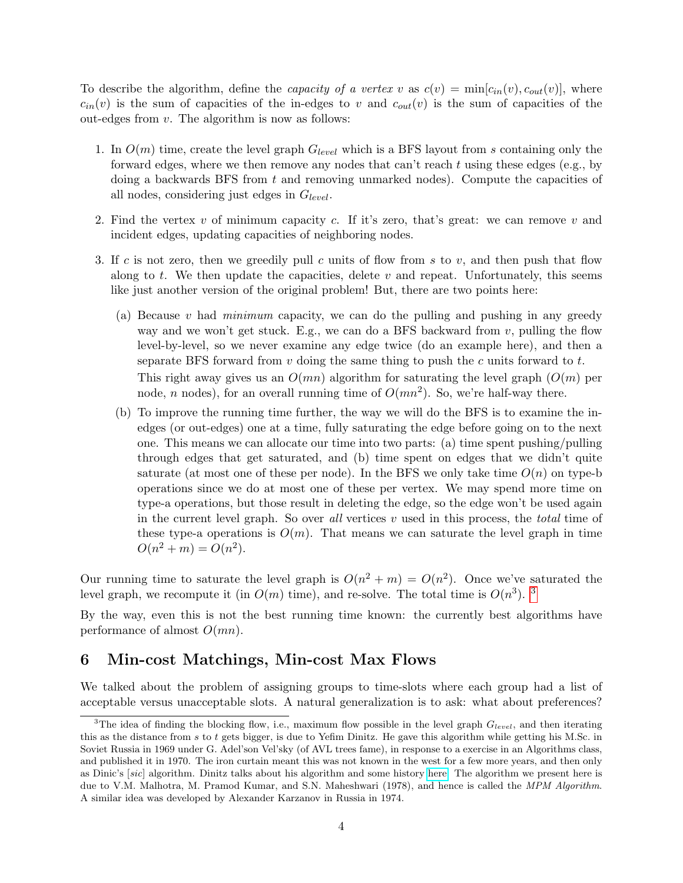To describe the algorithm, define the *capacity of a vertex* $v$ as $c(v) = \min[c_{in}(v), c_{out}(v)]$, where $c_{in}(v)$ is the sum of capacities of the in-edges to $v$ and $c_{out}(v)$ is the sum of capacities of the out-edges from $v$. The algorithm is now as follows:

1. In $O(m)$ time, create the level graph $G_{level}$ which is a BFS layout from $s$ containing only the forward edges, where we then remove any nodes that can't reach $t$ using these edges (e.g., by doing a backwards BFS from $t$ and removing unmarked nodes). Compute the capacities of all nodes, considering just edges in $G_{level}$.

2. Find the vertex $v$ of minimum capacity $c$. If it's zero, that's great: we can remove $v$ and incident edges, updating capacities of neighboring nodes.

3. If $c$ is not zero, then we greedily pull $c$ units of flow from $s$ to $v$, and then push that flow along to $t$. We then update the capacities, delete $v$ and repeat. Unfortunately, this seems like just another version of the original problem! But, there are two points here:

   (a) Because $v$ had *minimum* capacity, we can do the pulling and pushing in any greedy way and we won't get stuck. E.g., we can do a BFS backward from $v$, pulling the flow level-by-level, so we never examine any edge twice (do an example here), and then a separate BFS forward from $v$ doing the same thing to push the $c$ units forward to $t$.

   This right away gives us an $O(mn)$ algorithm for saturating the level graph ($O(m)$ per node, $n$ nodes), for an overall running time of $O(mn^2)$. So, we're half-way there.

   (b) To improve the running time further, the way we will do the BFS is to examine the in-edges (or out-edges) one at a time, fully saturating the edge before going on to the next one. This means we can allocate our time into two parts: (a) time spent pushing/pulling through edges that get saturated, and (b) time spent on edges that we didn't quite saturate (at most one of these per node). In the BFS we only take time $O(n)$ on type-b operations since we do at most one of these per vertex. We may spend more time on type-a operations, but those result in deleting the edge, so the edge won't be used again in the current level graph. So over *all* vertices $v$ used in this process, the *total* time of these type-a operations is $O(m)$. That means we can saturate the level graph in time $O(n^2 + m) = O(n^2)$.

Our running time to saturate the level graph is $O(n^2 + m) = O(n^2)$. Once we've saturated the level graph, we recompute it (in $O(m)$ time), and re-solve. The total time is $O(n^3)$. [3]

By the way, even this is not the best running time known: the currently best algorithms have performance of almost $O(mn)$.

## 6 Min-cost Matchings, Min-cost Max Flows

We talked about the problem of assigning groups to time-slots where each group had a list of acceptable versus unacceptable slots. A natural generalization is to ask: what about preferences?

---

[3] The idea of finding the blocking flow, i.e., maximum flow possible in the level graph $G_{level}$, and then iterating this as the distance from $s$ to $t$ gets bigger, is due to Yefim Dinitz. He gave this algorithm while getting his M.Sc. in Soviet Russia in 1969 under G. Adel'son Vel'sky (of AVL trees fame), in response to a exercise in an Algorithms class, and published it in 1970. The iron curtain meant this was not known in the west for a few more years, and then only as Dinic's [*sic*] algorithm. Dinitz talks about his algorithm and some history here. The algorithm we present here is due to V.M. Malhotra, M. Pramod Kumar, and S.N. Maheshwari (1978), and hence is called the *MPM Algorithm*. A similar idea was developed by Alexander Karzanov in Russia in 1974.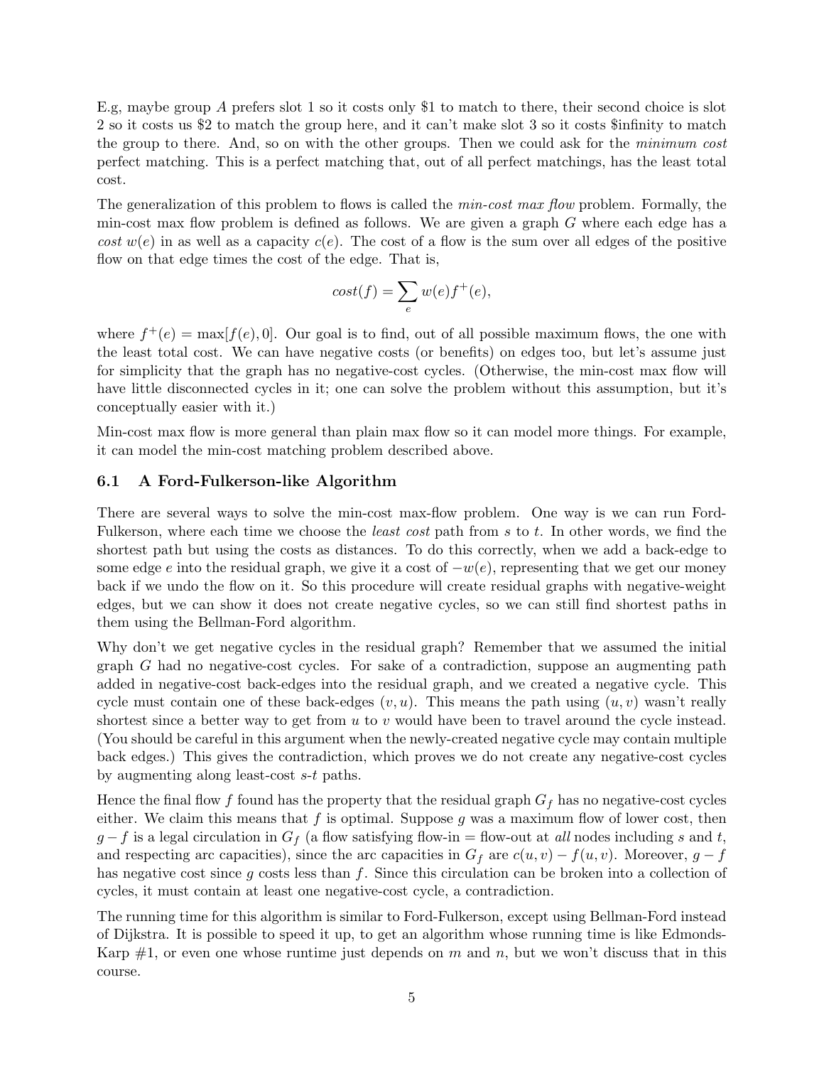E.g, maybe group $A$ prefers slot 1 so it costs only \$1 to match to there, their second choice is slot 2 so it costs us \$2 to match the group here, and it can't make slot 3 so it costs \$infinity to match the group to there. And, so on with the other groups. Then we could ask for the *minimum cost* perfect matching. This is a perfect matching that, out of all perfect matchings, has the least total cost.

The generalization of this problem to flows is called the *min-cost max flow* problem. Formally, the min-cost max flow problem is defined as follows. We are given a graph $G$ where each edge has a *cost* $w(e)$ in as well as a capacity $c(e)$. The cost of a flow is the sum over all edges of the positive flow on that edge times the cost of the edge. That is,

$$cost(f) = \sum_{e} w(e) f^{+}(e),$$

where $f^{+}(e) = \max[f(e), 0]$. Our goal is to find, out of all possible maximum flows, the one with the least total cost. We can have negative costs (or benefits) on edges too, but let's assume just for simplicity that the graph has no negative-cost cycles. (Otherwise, the min-cost max flow will have little disconnected cycles in it; one can solve the problem without this assumption, but it's conceptually easier with it.)

Min-cost max flow is more general than plain max flow so it can model more things. For example, it can model the min-cost matching problem described above.

### 6.1 A Ford-Fulkerson-like Algorithm

There are several ways to solve the min-cost max-flow problem. One way is we can run Ford-Fulkerson, where each time we choose the *least cost* path from $s$ to $t$. In other words, we find the shortest path but using the costs as distances. To do this correctly, when we add a back-edge to some edge $e$ into the residual graph, we give it a cost of $-w(e)$, representing that we get our money back if we undo the flow on it. So this procedure will create residual graphs with negative-weight edges, but we can show it does not create negative cycles, so we can still find shortest paths in them using the Bellman-Ford algorithm.

Why don't we get negative cycles in the residual graph? Remember that we assumed the initial graph $G$ had no negative-cost cycles. For sake of a contradiction, suppose an augmenting path added in negative-cost back-edges into the residual graph, and we created a negative cycle. This cycle must contain one of these back-edges $(v, u)$. This means the path using $(u, v)$ wasn't really shortest since a better way to get from $u$ to $v$ would have been to travel around the cycle instead. (You should be careful in this argument when the newly-created negative cycle may contain multiple back edges.) This gives the contradiction, which proves we do not create any negative-cost cycles by augmenting along least-cost $s$-$t$ paths.

Hence the final flow $f$ found has the property that the residual graph $G_f$ has no negative-cost cycles either. We claim this means that $f$ is optimal. Suppose $g$ was a maximum flow of lower cost, then $g - f$ is a legal circulation in $G_f$ (a flow satisfying flow-in = flow-out at *all* nodes including $s$ and $t$, and respecting arc capacities), since the arc capacities in $G_f$ are $c(u, v) - f(u, v)$. Moreover, $g - f$ has negative cost since $g$ costs less than $f$. Since this circulation can be broken into a collection of cycles, it must contain at least one negative-cost cycle, a contradiction.

The running time for this algorithm is similar to Ford-Fulkerson, except using Bellman-Ford instead of Dijkstra. It is possible to speed it up, to get an algorithm whose running time is like Edmonds-Karp #1, or even one whose runtime just depends on $m$ and $n$, but we won't discuss that in this course.